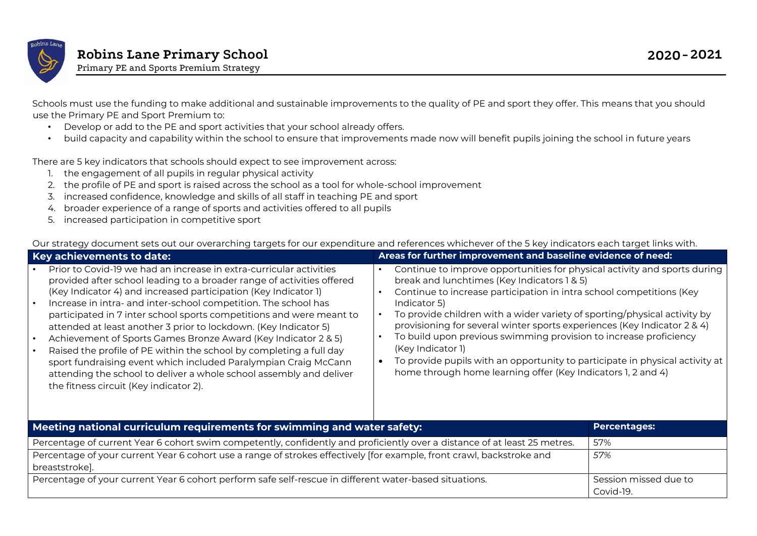# Robins Lane Primary School

Primary PE and Sports Premium Strategy

**2020 - 2021**

Schools must use the funding to make additional and sustainable improvements to the quality of PE and sport they offer. This means that you should use the Primary PE and Sport Premium to:

- Develop or add to the PE and sport activities that your school already offers.
- build capacity and capability within the school to ensure that improvements made now will benefit pupils joining the school in future years

There are 5 key indicators that schools should expect to see improvement across:

1. the engagement of all pupils in regular physical activity
2. the profile of PE and sport is raised across the school as a tool for whole-school improvement
3. increased confidence, knowledge and skills of all staff in teaching PE and sport
4. broader experience of a range of sports and activities offered to all pupils
5. increased participation in competitive sport

Our strategy document sets out our overarching targets for our expenditure and references whichever of the 5 key indicators each target links with.

| Key achievements to date: | Areas for further improvement and baseline evidence of need: |
|---|---|
| • Prior to Covid-19 we had an increase in extra-curricular activities provided after school leading to a broader range of activities offered (Key Indicator 4) and increased participation (Key Indicator 1)<br>• Increase in intra- and inter-school competition. The school has participated in 7 inter school sports competitions and were meant to attended at least another 3 prior to lockdown. (Key Indicator 5)<br>• Achievement of Sports Games Bronze Award (Key Indicator 2 & 5)<br>• Raised the profile of PE within the school by completing a full day sport fundraising event which included Paralympian Craig McCann attending the school to deliver a whole school assembly and deliver the fitness circuit (Key indicator 2). | • Continue to improve opportunities for physical activity and sports during break and lunchtimes (Key Indicators 1 & 5)<br>• Continue to increase participation in intra school competitions (Key Indicator 5)<br>• To provide children with a wider variety of sporting/physical activity by provisioning for several winter sports experiences (Key Indicator 2 & 4)<br>• To build upon previous swimming provision to increase proficiency (Key Indicator 1)<br>• To provide pupils with an opportunity to participate in physical activity at home through home learning offer (Key Indicators 1, 2 and 4) |

| Meeting national curriculum requirements for swimming and water safety: | Percentages: |
|---|---|
| Percentage of current Year 6 cohort swim competently, confidently and proficiently over a distance of at least 25 metres. | 57% |
| Percentage of your current Year 6 cohort use a range of strokes effectively [for example, front crawl, backstroke and breaststroke]. | 57% |
| Percentage of your current Year 6 cohort perform safe self-rescue in different water-based situations. | Session missed due to Covid-19. |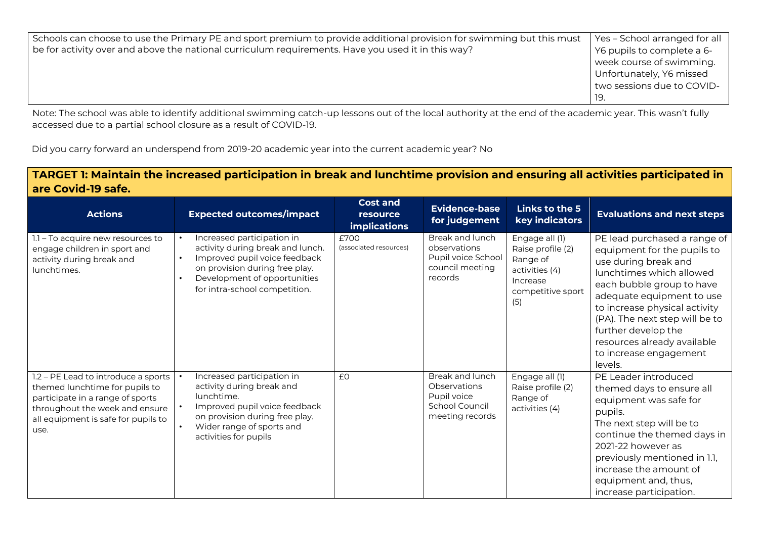| Schools can choose to use the Primary PE and sport premium to provide additional provision for swimming but this must be for activity over and above the national curriculum requirements. Have you used it in this way? | Yes – School arranged for all Y6 pupils to complete a 6-week course of swimming. Unfortunately, Y6 missed two sessions due to COVID-19. |
|---|---|

Note: The school was able to identify additional swimming catch-up lessons out of the local authority at the end of the academic year. This wasn't fully accessed due to a partial school closure as a result of COVID-19.

Did you carry forward an underspend from 2019-20 academic year into the current academic year? No

## TARGET 1: Maintain the increased participation in break and lunchtime provision and ensuring all activities participated in are Covid-19 safe.

| Actions | Expected outcomes/impact | Cost and resource implications | Evidence-base for judgement | Links to the 5 key indicators | Evaluations and next steps |
|---|---|---|---|---|---|
| 1.1 – To acquire new resources to engage children in sport and activity during break and lunchtimes. | • Increased participation in activity during break and lunch.<br>• Improved pupil voice feedback on provision during free play.<br>• Development of opportunities for intra-school competition. | £700 (associated resources) | Break and lunch observations Pupil voice School council meeting records | Engage all (1) Raise profile (2) Range of activities (4) Increase competitive sport (5) | PE lead purchased a range of equipment for the pupils to use during break and lunchtimes which allowed each bubble group to have adequate equipment to use to increase physical activity (PA). The next step will be to further develop the resources already available to increase engagement levels. |
| 1.2 – PE Lead to introduce a sports themed lunchtime for pupils to participate in a range of sports throughout the week and ensure all equipment is safe for pupils to use. | • Increased participation in activity during break and lunchtime.<br>• Improved pupil voice feedback on provision during free play.<br>• Wider range of sports and activities for pupils | £0 | Break and lunch Observations Pupil voice School Council meeting records | Engage all (1) Raise profile (2) Range of activities (4) | PE Leader introduced themed days to ensure all equipment was safe for pupils.<br>The next step will be to continue the themed days in 2021-22 however as previously mentioned in 1.1, increase the amount of equipment and, thus, increase participation. |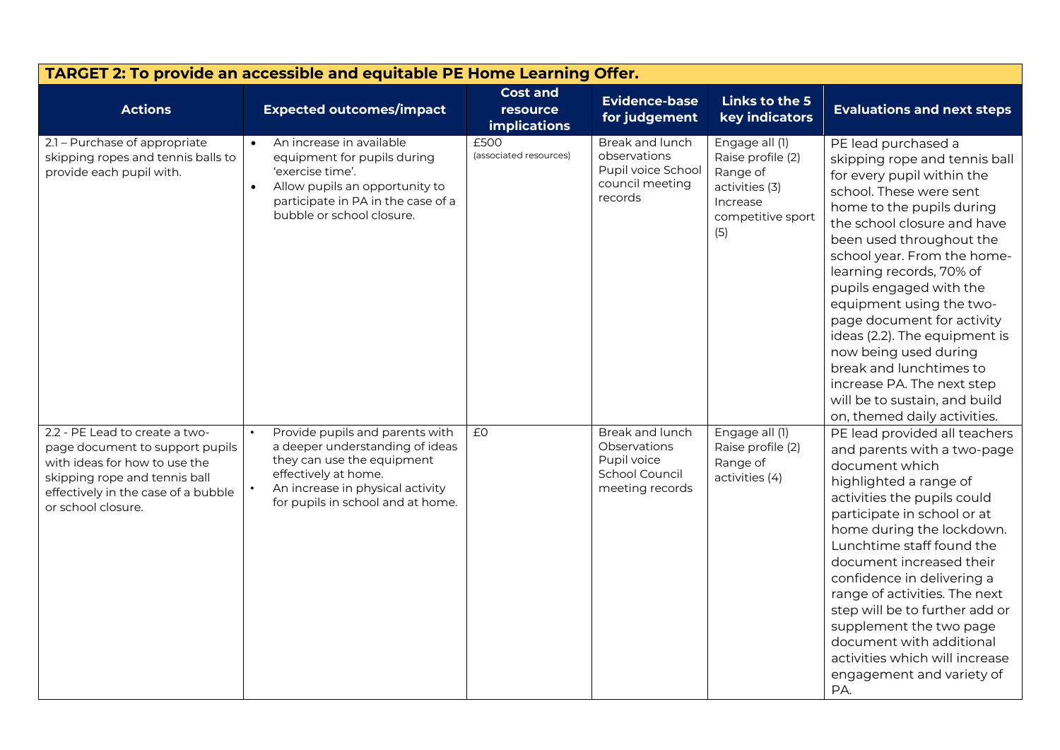| TARGET 2: To provide an accessible and equitable PE Home Learning Offer. | | | | | |
|---|---|---|---|---|---|
| **Actions** | **Expected outcomes/impact** | **Cost and resource implications** | **Evidence-base for judgement** | **Links to the 5 key indicators** | **Evaluations and next steps** |
| 2.1 – Purchase of appropriate skipping ropes and tennis balls to provide each pupil with. | • An increase in available equipment for pupils during 'exercise time'.<br>• Allow pupils an opportunity to participate in PA in the case of a bubble or school closure. | £500 (associated resources) | Break and lunch observations Pupil voice School council meeting records | Engage all (1) Raise profile (2) Range of activities (3) Increase competitive sport (5) | PE lead purchased a skipping rope and tennis ball for every pupil within the school. These were sent home to the pupils during the school closure and have been used throughout the school year. From the home-learning records, 70% of pupils engaged with the equipment using the two-page document for activity ideas (2.2). The equipment is now being used during break and lunchtimes to increase PA. The next step will be to sustain, and build on, themed daily activities. |
| 2.2 - PE Lead to create a two-page document to support pupils with ideas for how to use the skipping rope and tennis ball effectively in the case of a bubble or school closure. | • Provide pupils and parents with a deeper understanding of ideas they can use the equipment effectively at home.<br>• An increase in physical activity for pupils in school and at home. | £0 | Break and lunch Observations Pupil voice School Council meeting records | Engage all (1) Raise profile (2) Range of activities (4) | PE lead provided all teachers and parents with a two-page document which highlighted a range of activities the pupils could participate in school or at home during the lockdown. Lunchtime staff found the document increased their confidence in delivering a range of activities. The next step will be to further add or supplement the two page document with additional activities which will increase engagement and variety of PA. |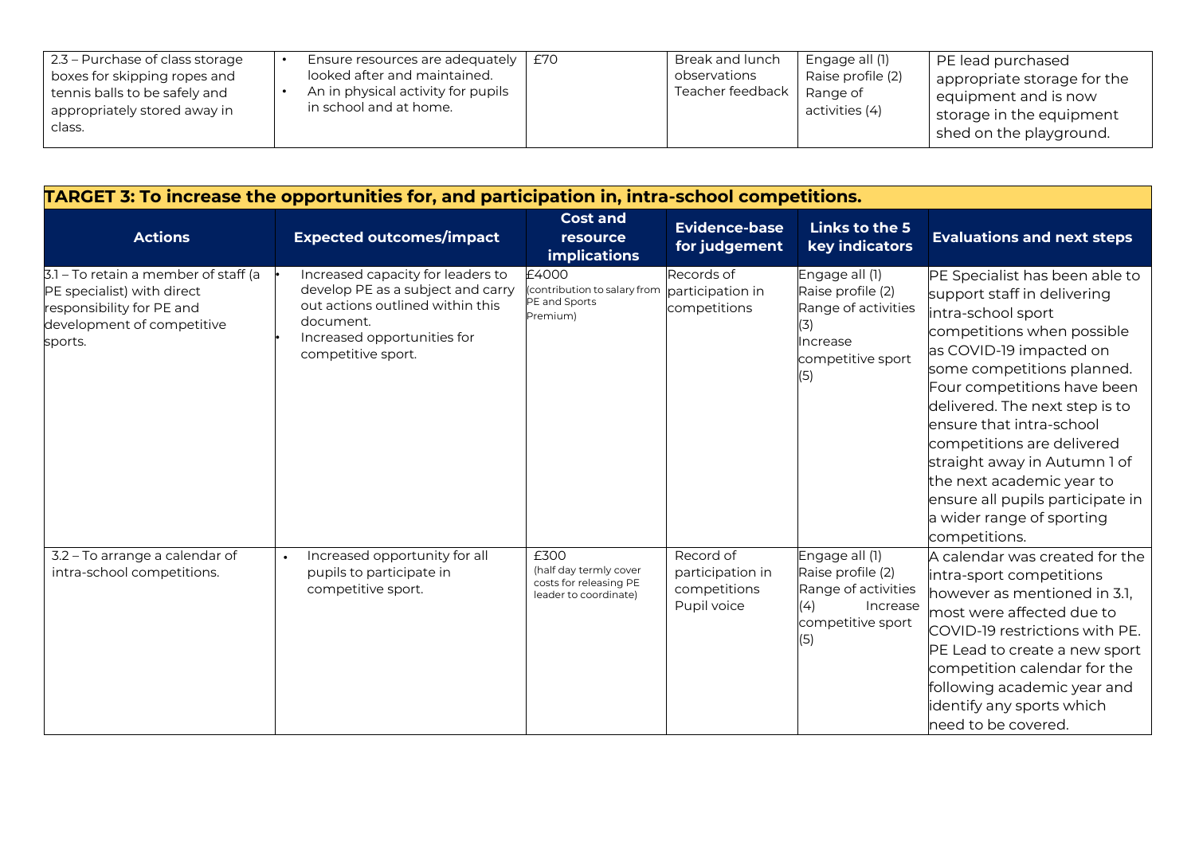| 2.3 – Purchase of class storage boxes for skipping ropes and tennis balls to be safely and appropriately stored away in class. | • Ensure resources are adequately looked after and maintained.<br>• An in physical activity for pupils in school and at home. | £70 | Break and lunch observations<br>Teacher feedback | Engage all (1)<br>Raise profile (2)<br>Range of activities (4) | PE lead purchased appropriate storage for the equipment and is now storage in the equipment shed on the playground. |
|---|---|---|---|---|---|

| TARGET 3: To increase the opportunities for, and participation in, intra-school competitions. | | | | | |
|---|---|---|---|---|---|
| **Actions** | **Expected outcomes/impact** | **Cost and resource implications** | **Evidence-base for judgement** | **Links to the 5 key indicators** | **Evaluations and next steps** |
| 3.1 – To retain a member of staff (a PE specialist) with direct responsibility for PE and development of competitive sports. | • Increased capacity for leaders to develop PE as a subject and carry out actions outlined within this document.<br>• Increased opportunities for competitive sport. | £4000<br>(contribution to salary from PE and Sports Premium) | Records of participation in competitions | Engage all (1)<br>Raise profile (2)<br>Range of activities (3)<br>Increase competitive sport (5) | PE Specialist has been able to support staff in delivering intra-school sport competitions when possible as COVID-19 impacted on some competitions planned. Four competitions have been delivered. The next step is to ensure that intra-school competitions are delivered straight away in Autumn 1 of the next academic year to ensure all pupils participate in a wider range of sporting competitions. |
| 3.2 – To arrange a calendar of intra-school competitions. | • Increased opportunity for all pupils to participate in competitive sport. | £300<br>(half day termly cover costs for releasing PE leader to coordinate) | Record of participation in competitions<br>Pupil voice | Engage all (1)<br>Raise profile (2)<br>Range of activities (4) Increase competitive sport (5) | A calendar was created for the intra-sport competitions however as mentioned in 3.1, most were affected due to COVID-19 restrictions with PE. PE Lead to create a new sport competition calendar for the following academic year and identify any sports which need to be covered. |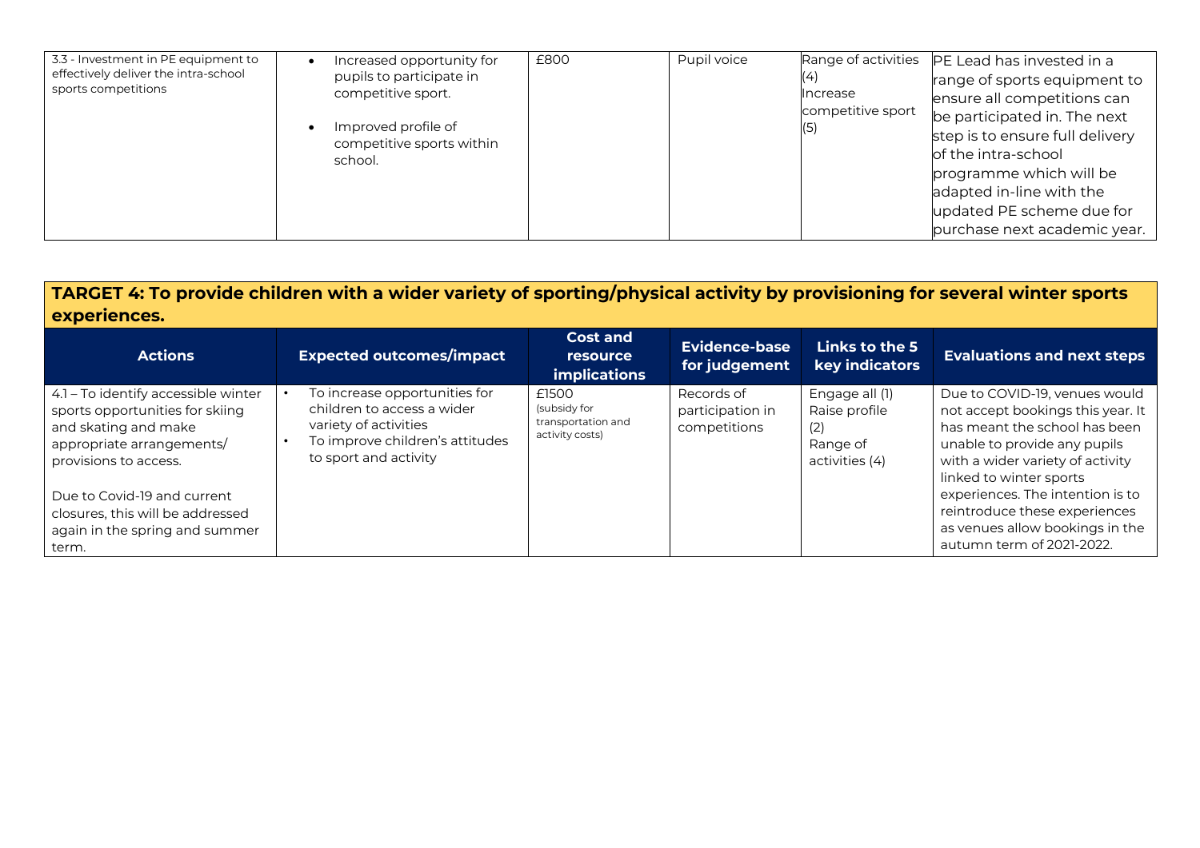| | | | | | |
|---|---|---|---|---|---|
| 3.3 - Investment in PE equipment to effectively deliver the intra-school sports competitions | • Increased opportunity for pupils to participate in competitive sport.<br>• Improved profile of competitive sports within school. | £800 | Pupil voice | Range of activities (4)<br>Increase competitive sport (5) | PE Lead has invested in a range of sports equipment to ensure all competitions can be participated in. The next step is to ensure full delivery of the intra-school programme which will be adapted in-line with the updated PE scheme due for purchase next academic year. |

## TARGET 4: To provide children with a wider variety of sporting/physical activity by provisioning for several winter sports experiences.

| Actions | Expected outcomes/impact | Cost and resource implications | Evidence-base for judgement | Links to the 5 key indicators | Evaluations and next steps |
|---|---|---|---|---|---|
| 4.1 – To identify accessible winter sports opportunities for skiing and skating and make appropriate arrangements/ provisions to access.<br><br>Due to Covid-19 and current closures, this will be addressed again in the spring and summer term. | • To increase opportunities for children to access a wider variety of activities<br>• To improve children's attitudes to sport and activity | £1500<br>(subsidy for transportation and activity costs) | Records of participation in competitions | Engage all (1)<br>Raise profile (2)<br>Range of activities (4) | Due to COVID-19, venues would not accept bookings this year. It has meant the school has been unable to provide any pupils with a wider variety of activity linked to winter sports experiences. The intention is to reintroduce these experiences as venues allow bookings in the autumn term of 2021-2022. |